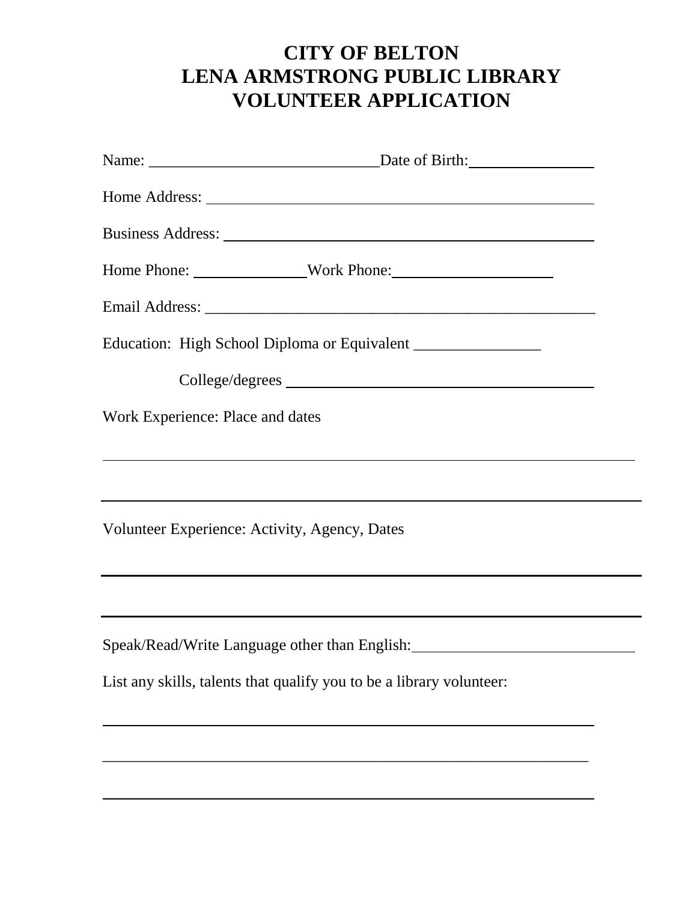# CITY OF BELTON
# LENA ARMSTRONG PUBLIC LIBRARY
# VOLUNTEER APPLICATION

Name: ____________________________ Date of Birth: _______________

Home Address: ________________________________________________

Business Address: ______________________________________________

Home Phone: _____________ Work Phone: ___________________

Email Address: ________________________________________________

Education: High School Diploma or Equivalent _______________

College/degrees ______________________________________

Work Experience: Place and dates

_____________________________________________________________

_____________________________________________________________

Volunteer Experience: Activity, Agency, Dates

_____________________________________________________________

_____________________________________________________________

Speak/Read/Write Language other than English: ___________________________

List any skills, talents that qualify you to be a library volunteer:

_____________________________________________________________

_____________________________________________________________

_____________________________________________________________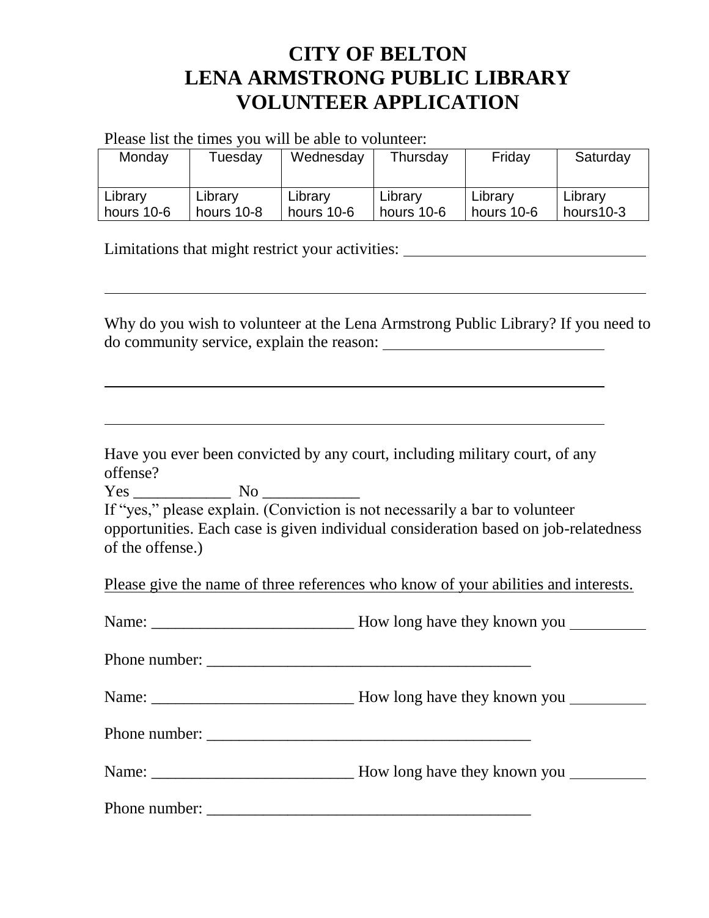# CITY OF BELTON
# LENA ARMSTRONG PUBLIC LIBRARY
# VOLUNTEER APPLICATION

Please list the times you will be able to volunteer:

| Monday | Tuesday | Wednesday | Thursday | Friday | Saturday |
|---|---|---|---|---|---|
| Library hours 10-6 | Library hours 10-8 | Library hours 10-6 | Library hours 10-6 | Library hours 10-6 | Library hours10-3 |

Limitations that might restrict your activities: ______________________________

______________________________________________________________________

Why do you wish to volunteer at the Lena Armstrong Public Library? If you need to do community service, explain the reason: ____________________________

______________________________________________________________________

______________________________________________________________________

Have you ever been convicted by any court, including military court, of any offense?

Yes ____________ No ____________

If "yes," please explain. (Conviction is not necessarily a bar to volunteer opportunities. Each case is given individual consideration based on job-relatedness of the offense.)

<u>Please give the name of three references who know of your abilities and interests.</u>

Name: _________________________ How long have they known you __________

Phone number: ________________________________________

Name: _________________________ How long have they known you __________

Phone number: ________________________________________

Name: _________________________ How long have they known you __________

Phone number: ________________________________________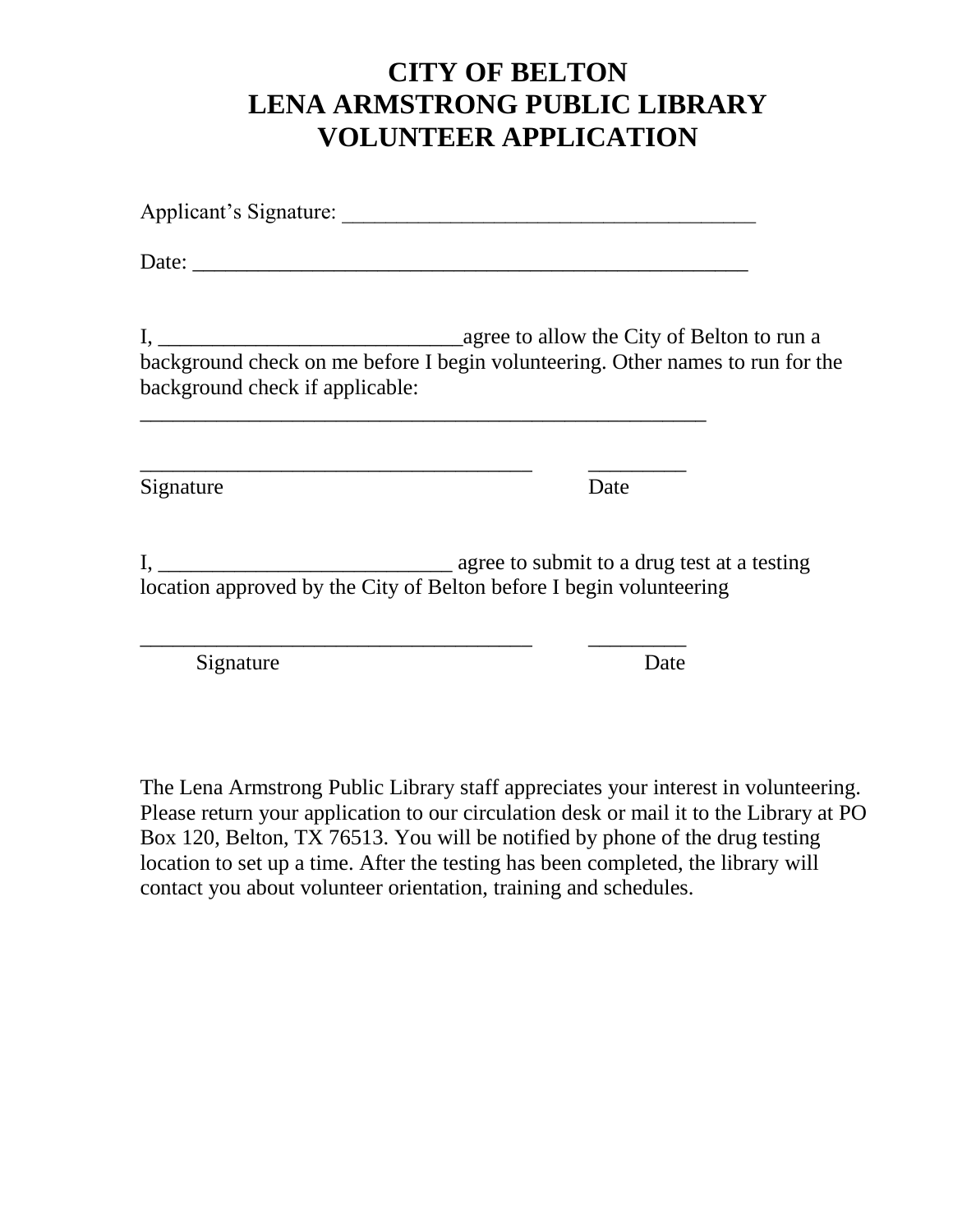# CITY OF BELTON
# LENA ARMSTRONG PUBLIC LIBRARY
# VOLUNTEER APPLICATION

Applicant's Signature: ______________________________________

Date: ___________________________________________________

I, ____________________________agree to allow the City of Belton to run a background check on me before I begin volunteering. Other names to run for the background check if applicable: _____________________________________________________

____________________________________ _________
Signature Date

I, ___________________________ agree to submit to a drug test at a testing location approved by the City of Belton before I begin volunteering

____________________________________ _________
Signature Date

The Lena Armstrong Public Library staff appreciates your interest in volunteering. Please return your application to our circulation desk or mail it to the Library at PO Box 120, Belton, TX 76513. You will be notified by phone of the drug testing location to set up a time. After the testing has been completed, the library will contact you about volunteer orientation, training and schedules.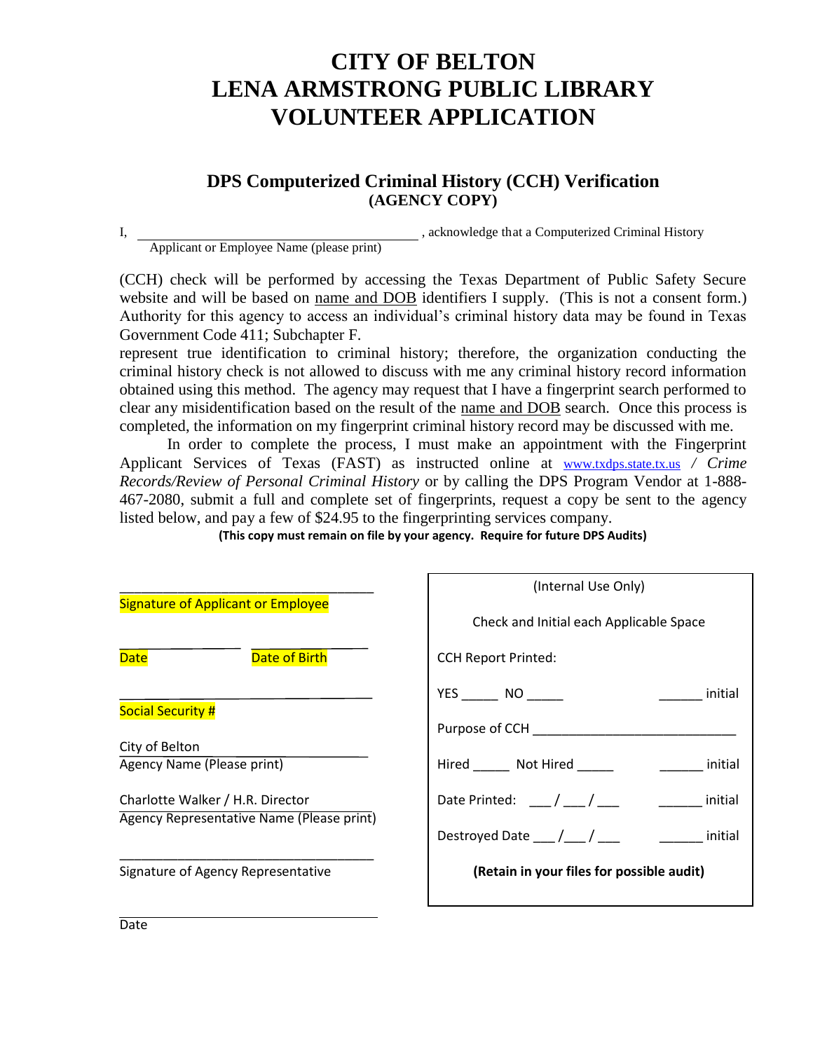# CITY OF BELTON
# LENA ARMSTRONG PUBLIC LIBRARY
# VOLUNTEER APPLICATION

## DPS Computerized Criminal History (CCH) Verification
### (AGENCY COPY)

I, ________________________________________ , acknowledge that a Computerized Criminal History
Applicant or Employee Name (please print)

(CCH) check will be performed by accessing the Texas Department of Public Safety Secure website and will be based on name and DOB identifiers I supply. (This is not a consent form.) Authority for this agency to access an individual's criminal history data may be found in Texas Government Code 411; Subchapter F.
represent true identification to criminal history; therefore, the organization conducting the criminal history check is not allowed to discuss with me any criminal history record information obtained using this method. The agency may request that I have a fingerprint search performed to clear any misidentification based on the result of the name and DOB search. Once this process is completed, the information on my fingerprint criminal history record may be discussed with me.

In order to complete the process, I must make an appointment with the Fingerprint Applicant Services of Texas (FAST) as instructed online at www.txdps.state.tx.us / *Crime Records/Review of Personal Criminal History* or by calling the DPS Program Vendor at 1-888-467-2080, submit a full and complete set of fingerprints, request a copy be sent to the agency listed below, and pay a few of $24.95 to the fingerprinting services company.

**(This copy must remain on file by your agency. Require for future DPS Audits)**

___________________________________
Signature of Applicant or Employee

_________________ _________________
Date Date of Birth

___________________________________
Social Security #

City of Belton
Agency Name (Please print)

Charlotte Walker / H.R. Director
Agency Representative Name (Please print)

___________________________________
Signature of Agency Representative

___________________________________
Date

(Internal Use Only)

Check and Initial each Applicable Space

CCH Report Printed:

YES _____ NO _____ ______ initial

Purpose of CCH ___________________________

Hired _____ Not Hired _____ ______ initial

Date Printed: ___ / ___ / ___ ______ initial

Destroyed Date ___ /___ / ___ ______ initial

**(Retain in your files for possible audit)**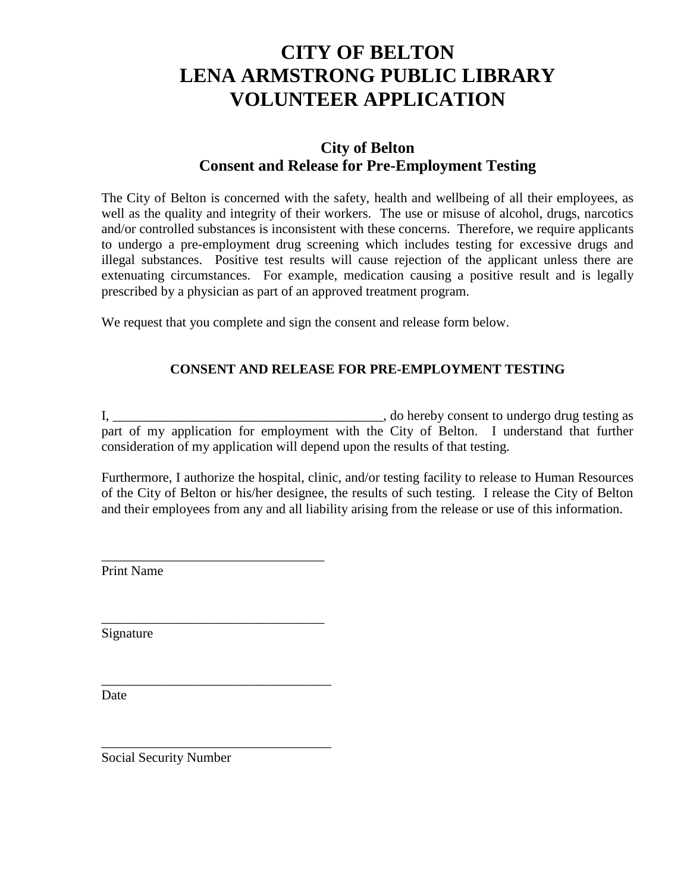# CITY OF BELTON
# LENA ARMSTRONG PUBLIC LIBRARY
# VOLUNTEER APPLICATION

## City of Belton
## Consent and Release for Pre-Employment Testing

The City of Belton is concerned with the safety, health and wellbeing of all their employees, as well as the quality and integrity of their workers. The use or misuse of alcohol, drugs, narcotics and/or controlled substances is inconsistent with these concerns. Therefore, we require applicants to undergo a pre-employment drug screening which includes testing for excessive drugs and illegal substances. Positive test results will cause rejection of the applicant unless there are extenuating circumstances. For example, medication causing a positive result and is legally prescribed by a physician as part of an approved treatment program.

We request that you complete and sign the consent and release form below.

### CONSENT AND RELEASE FOR PRE-EMPLOYMENT TESTING

I, ________________________________________, do hereby consent to undergo drug testing as part of my application for employment with the City of Belton. I understand that further consideration of my application will depend upon the results of that testing.

Furthermore, I authorize the hospital, clinic, and/or testing facility to release to Human Resources of the City of Belton or his/her designee, the results of such testing. I release the City of Belton and their employees from any and all liability arising from the release or use of this information.

_________________________________
Print Name

_________________________________
Signature

__________________________________
Date

__________________________________
Social Security Number